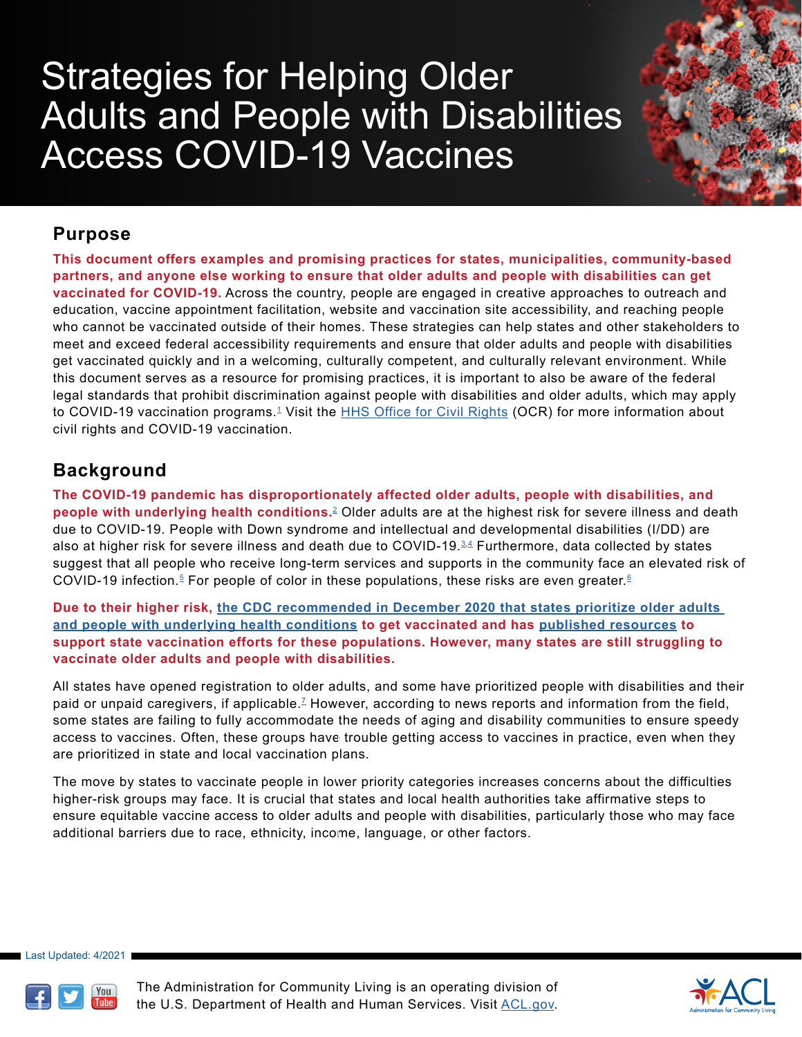# Strategies for Helping Older Adults and People with Disabilities Access COVID-19 Vaccines

## Purpose

**This document offers examples and promising practices for states, municipalities, community-based partners, and anyone else working to ensure that older adults and people with disabilities can get vaccinated for COVID-19.** Across the country, people are engaged in creative approaches to outreach and education, vaccine appointment facilitation, website and vaccination site accessibility, and reaching people who cannot be vaccinated outside of their homes. These strategies can help states and other stakeholders to meet and exceed federal accessibility requirements and ensure that older adults and people with disabilities get vaccinated quickly and in a welcoming, culturally competent, and culturally relevant environment. While this document serves as a resource for promising practices, it is important to also be aware of the federal legal standards that prohibit discrimination against people with disabilities and older adults, which may apply to COVID-19 vaccination programs.[1] Visit the HHS Office for Civil Rights (OCR) for more information about civil rights and COVID-19 vaccination.

## Background

**The COVID-19 pandemic has disproportionately affected older adults, people with disabilities, and people with underlying health conditions.**[2] Older adults are at the highest risk for severe illness and death due to COVID-19. People with Down syndrome and intellectual and developmental disabilities (I/DD) are also at higher risk for severe illness and death due to COVID-19.[3,4] Furthermore, data collected by states suggest that all people who receive long-term services and supports in the community face an elevated risk of COVID-19 infection.[5] For people of color in these populations, these risks are even greater.[6]

**Due to their higher risk, the CDC recommended in December 2020 that states prioritize older adults and people with underlying health conditions to get vaccinated and has published resources to support state vaccination efforts for these populations. However, many states are still struggling to vaccinate older adults and people with disabilities.**

All states have opened registration to older adults, and some have prioritized people with disabilities and their paid or unpaid caregivers, if applicable.[7] However, according to news reports and information from the field, some states are failing to fully accommodate the needs of aging and disability communities to ensure speedy access to vaccines. Often, these groups have trouble getting access to vaccines in practice, even when they are prioritized in state and local vaccination plans.

The move by states to vaccinate people in lower priority categories increases concerns about the difficulties higher-risk groups may face. It is crucial that states and local health authorities take affirmative steps to ensure equitable vaccine access to older adults and people with disabilities, particularly those who may face additional barriers due to race, ethnicity, income, language, or other factors.

Last Updated: 4/2021

The Administration for Community Living is an operating division of the U.S. Department of Health and Human Services. Visit ACL.gov.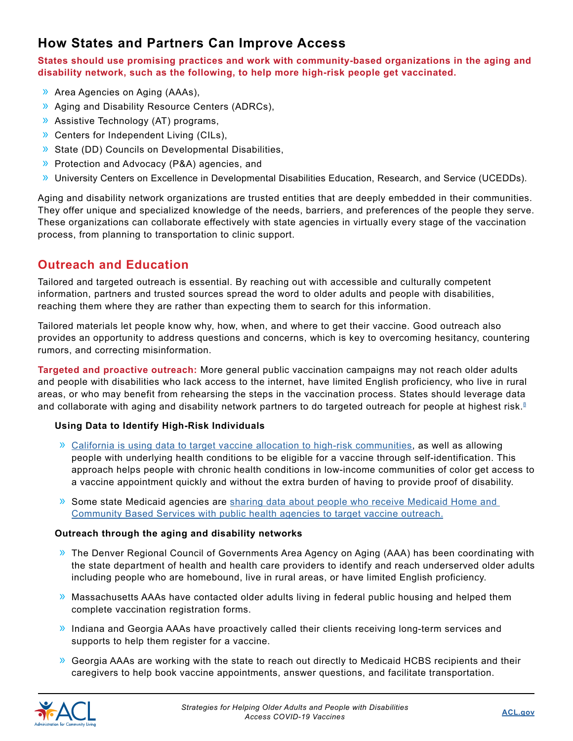## How States and Partners Can Improve Access

**States should use promising practices and work with community-based organizations in the aging and disability network, such as the following, to help more high-risk people get vaccinated.**

- Area Agencies on Aging (AAAs),
- Aging and Disability Resource Centers (ADRCs),
- Assistive Technology (AT) programs,
- Centers for Independent Living (CILs),
- State (DD) Councils on Developmental Disabilities,
- Protection and Advocacy (P&A) agencies, and
- University Centers on Excellence in Developmental Disabilities Education, Research, and Service (UCEDDs).

Aging and disability network organizations are trusted entities that are deeply embedded in their communities. They offer unique and specialized knowledge of the needs, barriers, and preferences of the people they serve. These organizations can collaborate effectively with state agencies in virtually every stage of the vaccination process, from planning to transportation to clinic support.

## Outreach and Education

Tailored and targeted outreach is essential. By reaching out with accessible and culturally competent information, partners and trusted sources spread the word to older adults and people with disabilities, reaching them where they are rather than expecting them to search for this information.

Tailored materials let people know why, how, when, and where to get their vaccine. Good outreach also provides an opportunity to address questions and concerns, which is key to overcoming hesitancy, countering rumors, and correcting misinformation.

**Targeted and proactive outreach:** More general public vaccination campaigns may not reach older adults and people with disabilities who lack access to the internet, have limited English proficiency, who live in rural areas, or who may benefit from rehearsing the steps in the vaccination process. States should leverage data and collaborate with aging and disability network partners to do targeted outreach for people at highest risk.[8]

#### Using Data to Identify High-Risk Individuals

- California is using data to target vaccine allocation to high-risk communities, as well as allowing people with underlying health conditions to be eligible for a vaccine through self-identification. This approach helps people with chronic health conditions in low-income communities of color get access to a vaccine appointment quickly and without the extra burden of having to provide proof of disability.
- Some state Medicaid agencies are sharing data about people who receive Medicaid Home and Community Based Services with public health agencies to target vaccine outreach.

#### Outreach through the aging and disability networks

- The Denver Regional Council of Governments Area Agency on Aging (AAA) has been coordinating with the state department of health and health care providers to identify and reach underserved older adults including people who are homebound, live in rural areas, or have limited English proficiency.
- Massachusetts AAAs have contacted older adults living in federal public housing and helped them complete vaccination registration forms.
- Indiana and Georgia AAAs have proactively called their clients receiving long-term services and supports to help them register for a vaccine.
- Georgia AAAs are working with the state to reach out directly to Medicaid HCBS recipients and their caregivers to help book vaccine appointments, answer questions, and facilitate transportation.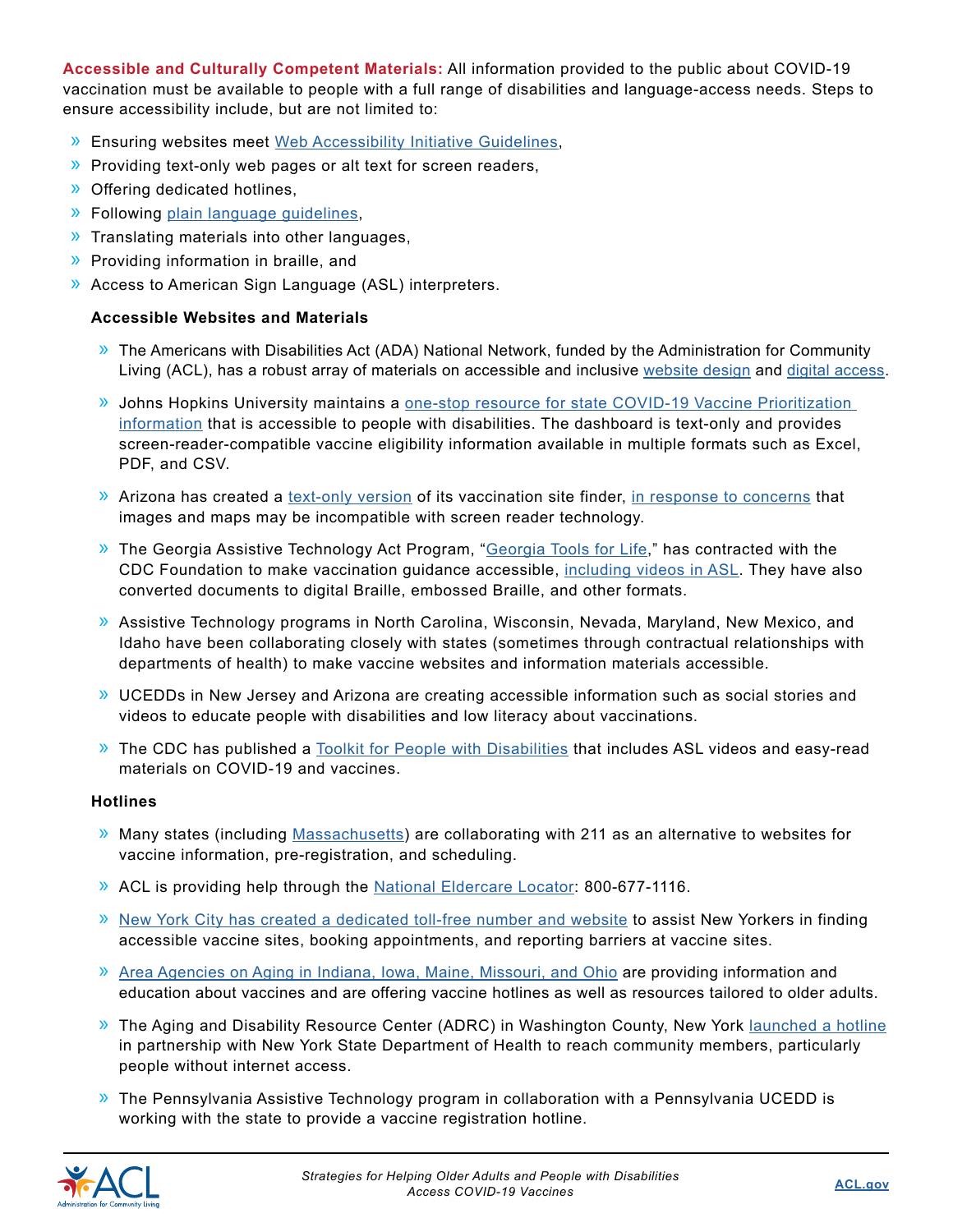**Accessible and Culturally Competent Materials:** All information provided to the public about COVID-19 vaccination must be available to people with a full range of disabilities and language-access needs. Steps to ensure accessibility include, but are not limited to:

- Ensuring websites meet Web Accessibility Initiative Guidelines,
- Providing text-only web pages or alt text for screen readers,
- Offering dedicated hotlines,
- Following plain language guidelines,
- Translating materials into other languages,
- Providing information in braille, and
- Access to American Sign Language (ASL) interpreters.

### Accessible Websites and Materials

- The Americans with Disabilities Act (ADA) National Network, funded by the Administration for Community Living (ACL), has a robust array of materials on accessible and inclusive website design and digital access.
- Johns Hopkins University maintains a one-stop resource for state COVID-19 Vaccine Prioritization information that is accessible to people with disabilities. The dashboard is text-only and provides screen-reader-compatible vaccine eligibility information available in multiple formats such as Excel, PDF, and CSV.
- Arizona has created a text-only version of its vaccination site finder, in response to concerns that images and maps may be incompatible with screen reader technology.
- The Georgia Assistive Technology Act Program, "Georgia Tools for Life," has contracted with the CDC Foundation to make vaccination guidance accessible, including videos in ASL. They have also converted documents to digital Braille, embossed Braille, and other formats.
- Assistive Technology programs in North Carolina, Wisconsin, Nevada, Maryland, New Mexico, and Idaho have been collaborating closely with states (sometimes through contractual relationships with departments of health) to make vaccine websites and information materials accessible.
- UCEDDs in New Jersey and Arizona are creating accessible information such as social stories and videos to educate people with disabilities and low literacy about vaccinations.
- The CDC has published a Toolkit for People with Disabilities that includes ASL videos and easy-read materials on COVID-19 and vaccines.

### Hotlines

- Many states (including Massachusetts) are collaborating with 211 as an alternative to websites for vaccine information, pre-registration, and scheduling.
- ACL is providing help through the National Eldercare Locator: 800-677-1116.
- New York City has created a dedicated toll-free number and website to assist New Yorkers in finding accessible vaccine sites, booking appointments, and reporting barriers at vaccine sites.
- Area Agencies on Aging in Indiana, Iowa, Maine, Missouri, and Ohio are providing information and education about vaccines and are offering vaccine hotlines as well as resources tailored to older adults.
- The Aging and Disability Resource Center (ADRC) in Washington County, New York launched a hotline in partnership with New York State Department of Health to reach community members, particularly people without internet access.
- The Pennsylvania Assistive Technology program in collaboration with a Pennsylvania UCEDD is working with the state to provide a vaccine registration hotline.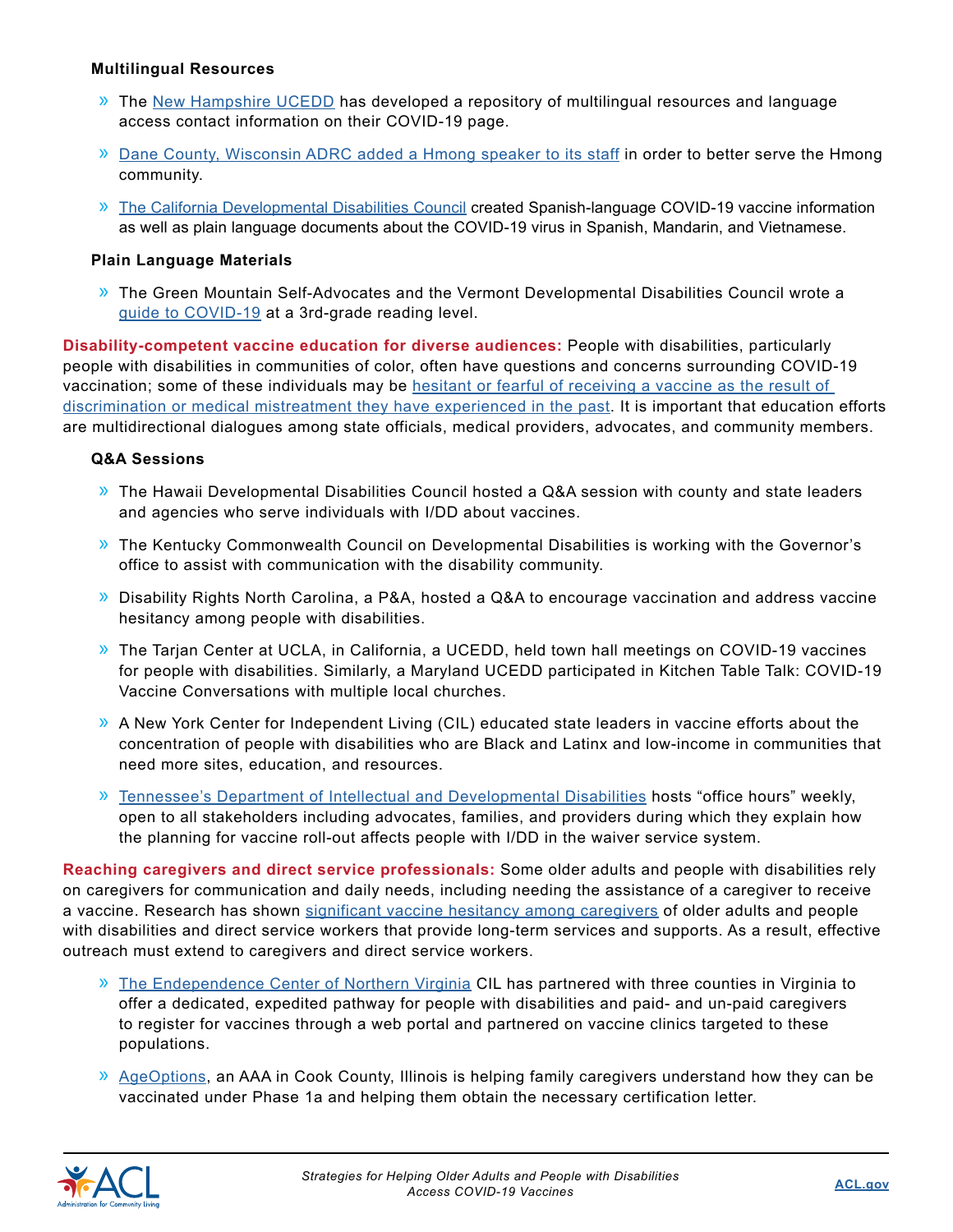#### Multilingual Resources

- The New Hampshire UCEDD has developed a repository of multilingual resources and language access contact information on their COVID-19 page.
- Dane County, Wisconsin ADRC added a Hmong speaker to its staff in order to better serve the Hmong community.
- The California Developmental Disabilities Council created Spanish-language COVID-19 vaccine information as well as plain language documents about the COVID-19 virus in Spanish, Mandarin, and Vietnamese.

#### Plain Language Materials

- The Green Mountain Self-Advocates and the Vermont Developmental Disabilities Council wrote a guide to COVID-19 at a 3rd-grade reading level.

**Disability-competent vaccine education for diverse audiences:** People with disabilities, particularly people with disabilities in communities of color, often have questions and concerns surrounding COVID-19 vaccination; some of these individuals may be hesitant or fearful of receiving a vaccine as the result of discrimination or medical mistreatment they have experienced in the past. It is important that education efforts are multidirectional dialogues among state officials, medical providers, advocates, and community members.

#### Q&A Sessions

- The Hawaii Developmental Disabilities Council hosted a Q&A session with county and state leaders and agencies who serve individuals with I/DD about vaccines.
- The Kentucky Commonwealth Council on Developmental Disabilities is working with the Governor's office to assist with communication with the disability community.
- Disability Rights North Carolina, a P&A, hosted a Q&A to encourage vaccination and address vaccine hesitancy among people with disabilities.
- The Tarjan Center at UCLA, in California, a UCEDD, held town hall meetings on COVID-19 vaccines for people with disabilities. Similarly, a Maryland UCEDD participated in Kitchen Table Talk: COVID-19 Vaccine Conversations with multiple local churches.
- A New York Center for Independent Living (CIL) educated state leaders in vaccine efforts about the concentration of people with disabilities who are Black and Latinx and low-income in communities that need more sites, education, and resources.
- Tennessee's Department of Intellectual and Developmental Disabilities hosts "office hours" weekly, open to all stakeholders including advocates, families, and providers during which they explain how the planning for vaccine roll-out affects people with I/DD in the waiver service system.

**Reaching caregivers and direct service professionals:** Some older adults and people with disabilities rely on caregivers for communication and daily needs, including needing the assistance of a caregiver to receive a vaccine. Research has shown significant vaccine hesitancy among caregivers of older adults and people with disabilities and direct service workers that provide long-term services and supports. As a result, effective outreach must extend to caregivers and direct service workers.

- The Endependence Center of Northern Virginia CIL has partnered with three counties in Virginia to offer a dedicated, expedited pathway for people with disabilities and paid- and un-paid caregivers to register for vaccines through a web portal and partnered on vaccine clinics targeted to these populations.
- AgeOptions, an AAA in Cook County, Illinois is helping family caregivers understand how they can be vaccinated under Phase 1a and helping them obtain the necessary certification letter.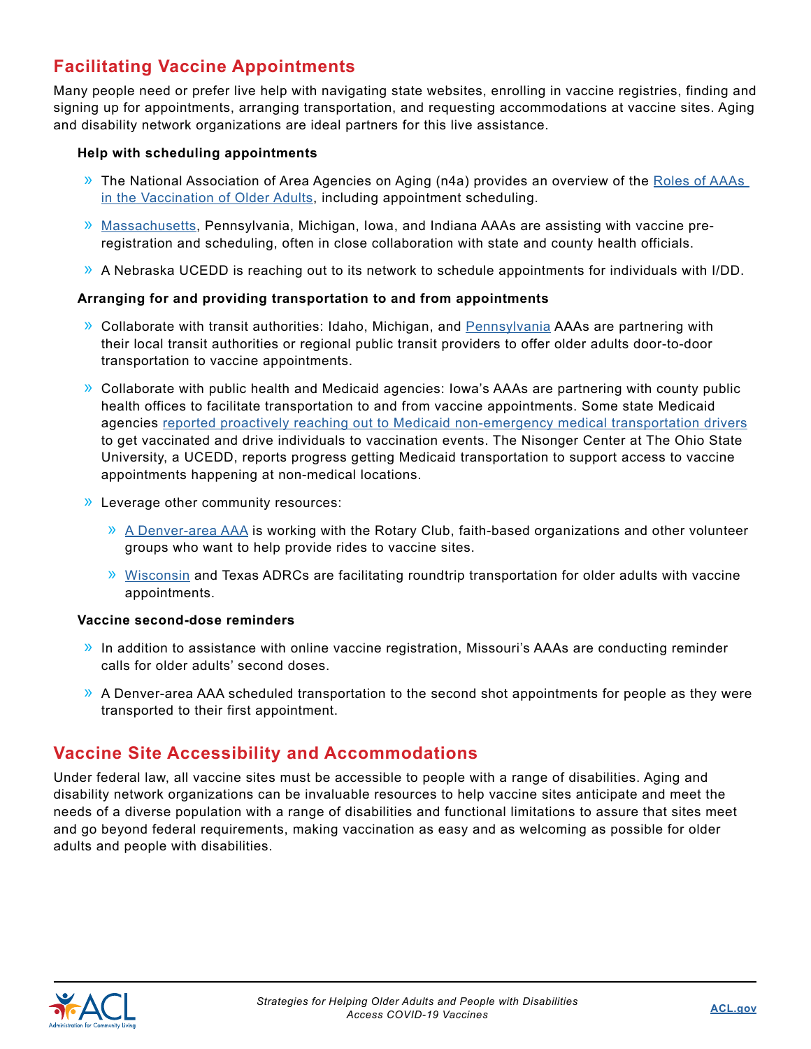## Facilitating Vaccine Appointments

Many people need or prefer live help with navigating state websites, enrolling in vaccine registries, finding and signing up for appointments, arranging transportation, and requesting accommodations at vaccine sites. Aging and disability network organizations are ideal partners for this live assistance.

**Help with scheduling appointments**

- The National Association of Area Agencies on Aging (n4a) provides an overview of the Roles of AAAs in the Vaccination of Older Adults, including appointment scheduling.
- Massachusetts, Pennsylvania, Michigan, Iowa, and Indiana AAAs are assisting with vaccine pre-registration and scheduling, often in close collaboration with state and county health officials.
- A Nebraska UCEDD is reaching out to its network to schedule appointments for individuals with I/DD.

**Arranging for and providing transportation to and from appointments**

- Collaborate with transit authorities: Idaho, Michigan, and Pennsylvania AAAs are partnering with their local transit authorities or regional public transit providers to offer older adults door-to-door transportation to vaccine appointments.
- Collaborate with public health and Medicaid agencies: Iowa's AAAs are partnering with county public health offices to facilitate transportation to and from vaccine appointments. Some state Medicaid agencies reported proactively reaching out to Medicaid non-emergency medical transportation drivers to get vaccinated and drive individuals to vaccination events. The Nisonger Center at The Ohio State University, a UCEDD, reports progress getting Medicaid transportation to support access to vaccine appointments happening at non-medical locations.
- Leverage other community resources:
  - A Denver-area AAA is working with the Rotary Club, faith-based organizations and other volunteer groups who want to help provide rides to vaccine sites.
  - Wisconsin and Texas ADRCs are facilitating roundtrip transportation for older adults with vaccine appointments.

**Vaccine second-dose reminders**

- In addition to assistance with online vaccine registration, Missouri's AAAs are conducting reminder calls for older adults' second doses.
- A Denver-area AAA scheduled transportation to the second shot appointments for people as they were transported to their first appointment.

## Vaccine Site Accessibility and Accommodations

Under federal law, all vaccine sites must be accessible to people with a range of disabilities. Aging and disability network organizations can be invaluable resources to help vaccine sites anticipate and meet the needs of a diverse population with a range of disabilities and functional limitations to assure that sites meet and go beyond federal requirements, making vaccination as easy and as welcoming as possible for older adults and people with disabilities.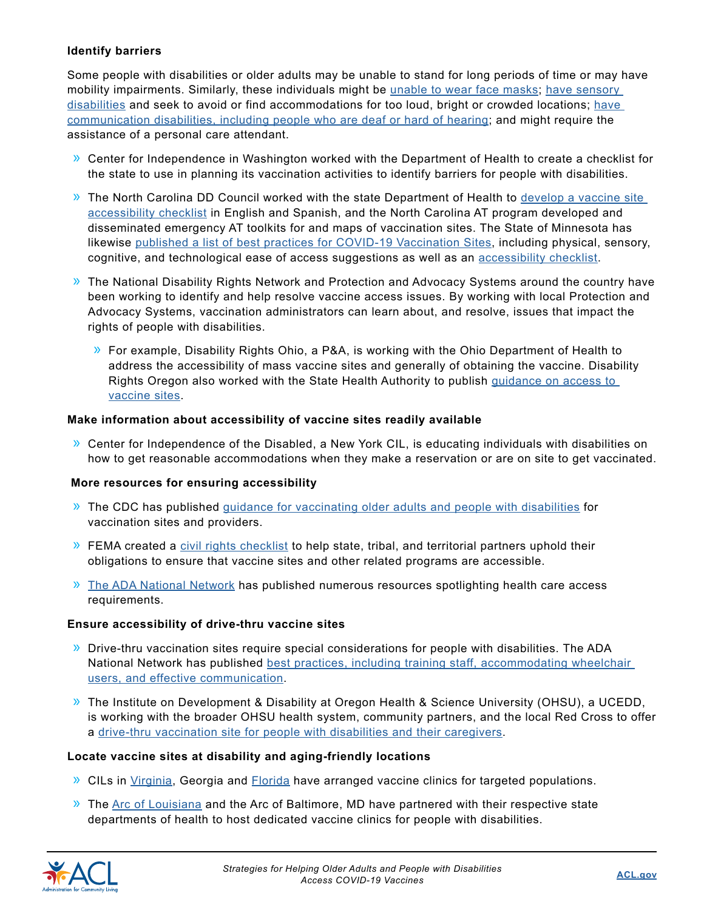**Identify barriers**

Some people with disabilities or older adults may be unable to stand for long periods of time or may have mobility impairments. Similarly, these individuals might be unable to wear face masks; have sensory disabilities and seek to avoid or find accommodations for too loud, bright or crowded locations; have communication disabilities, including people who are deaf or hard of hearing; and might require the assistance of a personal care attendant.

- Center for Independence in Washington worked with the Department of Health to create a checklist for the state to use in planning its vaccination activities to identify barriers for people with disabilities.
- The North Carolina DD Council worked with the state Department of Health to develop a vaccine site accessibility checklist in English and Spanish, and the North Carolina AT program developed and disseminated emergency AT toolkits for and maps of vaccination sites. The State of Minnesota has likewise published a list of best practices for COVID-19 Vaccination Sites, including physical, sensory, cognitive, and technological ease of access suggestions as well as an accessibility checklist.
- The National Disability Rights Network and Protection and Advocacy Systems around the country have been working to identify and help resolve vaccine access issues. By working with local Protection and Advocacy Systems, vaccination administrators can learn about, and resolve, issues that impact the rights of people with disabilities.
  - For example, Disability Rights Ohio, a P&A, is working with the Ohio Department of Health to address the accessibility of mass vaccine sites and generally of obtaining the vaccine. Disability Rights Oregon also worked with the State Health Authority to publish guidance on access to vaccine sites.

**Make information about accessibility of vaccine sites readily available**

- Center for Independence of the Disabled, a New York CIL, is educating individuals with disabilities on how to get reasonable accommodations when they make a reservation or are on site to get vaccinated.

**More resources for ensuring accessibility**

- The CDC has published guidance for vaccinating older adults and people with disabilities for vaccination sites and providers.
- FEMA created a civil rights checklist to help state, tribal, and territorial partners uphold their obligations to ensure that vaccine sites and other related programs are accessible.
- The ADA National Network has published numerous resources spotlighting health care access requirements.

**Ensure accessibility of drive-thru vaccine sites**

- Drive-thru vaccination sites require special considerations for people with disabilities. The ADA National Network has published best practices, including training staff, accommodating wheelchair users, and effective communication.
- The Institute on Development & Disability at Oregon Health & Science University (OHSU), a UCEDD, is working with the broader OHSU health system, community partners, and the local Red Cross to offer a drive-thru vaccination site for people with disabilities and their caregivers.

**Locate vaccine sites at disability and aging-friendly locations**

- CILs in Virginia, Georgia and Florida have arranged vaccine clinics for targeted populations.
- The Arc of Louisiana and the Arc of Baltimore, MD have partnered with their respective state departments of health to host dedicated vaccine clinics for people with disabilities.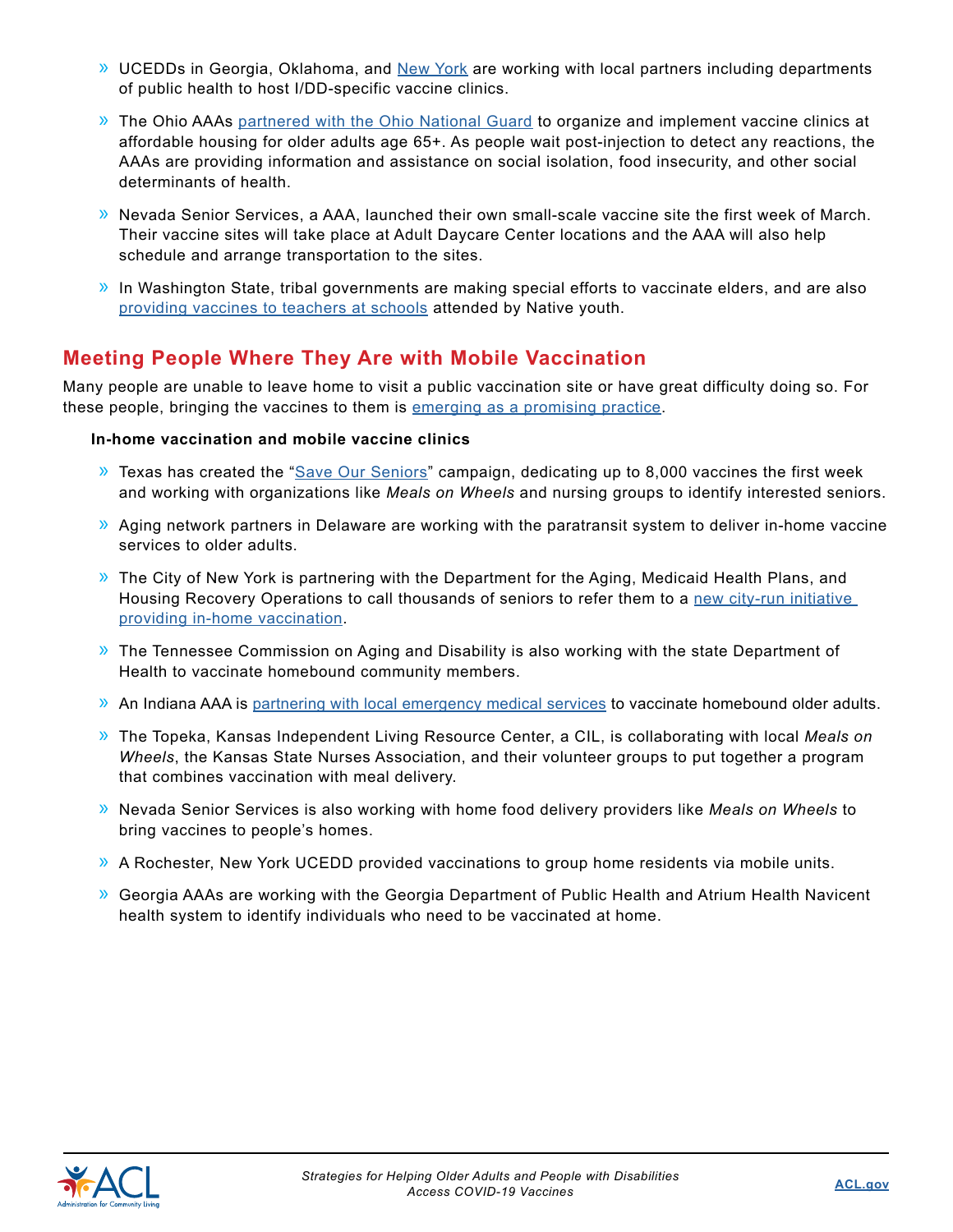- UCEDDs in Georgia, Oklahoma, and New York are working with local partners including departments of public health to host I/DD-specific vaccine clinics.
- The Ohio AAAs partnered with the Ohio National Guard to organize and implement vaccine clinics at affordable housing for older adults age 65+. As people wait post-injection to detect any reactions, the AAAs are providing information and assistance on social isolation, food insecurity, and other social determinants of health.
- Nevada Senior Services, a AAA, launched their own small-scale vaccine site the first week of March. Their vaccine sites will take place at Adult Daycare Center locations and the AAA will also help schedule and arrange transportation to the sites.
- In Washington State, tribal governments are making special efforts to vaccinate elders, and are also providing vaccines to teachers at schools attended by Native youth.

## Meeting People Where They Are with Mobile Vaccination

Many people are unable to leave home to visit a public vaccination site or have great difficulty doing so. For these people, bringing the vaccines to them is emerging as a promising practice.

**In-home vaccination and mobile vaccine clinics**

- Texas has created the "Save Our Seniors" campaign, dedicating up to 8,000 vaccines the first week and working with organizations like *Meals on Wheels* and nursing groups to identify interested seniors.
- Aging network partners in Delaware are working with the paratransit system to deliver in-home vaccine services to older adults.
- The City of New York is partnering with the Department for the Aging, Medicaid Health Plans, and Housing Recovery Operations to call thousands of seniors to refer them to a new city-run initiative providing in-home vaccination.
- The Tennessee Commission on Aging and Disability is also working with the state Department of Health to vaccinate homebound community members.
- An Indiana AAA is partnering with local emergency medical services to vaccinate homebound older adults.
- The Topeka, Kansas Independent Living Resource Center, a CIL, is collaborating with local *Meals on Wheels*, the Kansas State Nurses Association, and their volunteer groups to put together a program that combines vaccination with meal delivery.
- Nevada Senior Services is also working with home food delivery providers like *Meals on Wheels* to bring vaccines to people's homes.
- A Rochester, New York UCEDD provided vaccinations to group home residents via mobile units.
- Georgia AAAs are working with the Georgia Department of Public Health and Atrium Health Navicent health system to identify individuals who need to be vaccinated at home.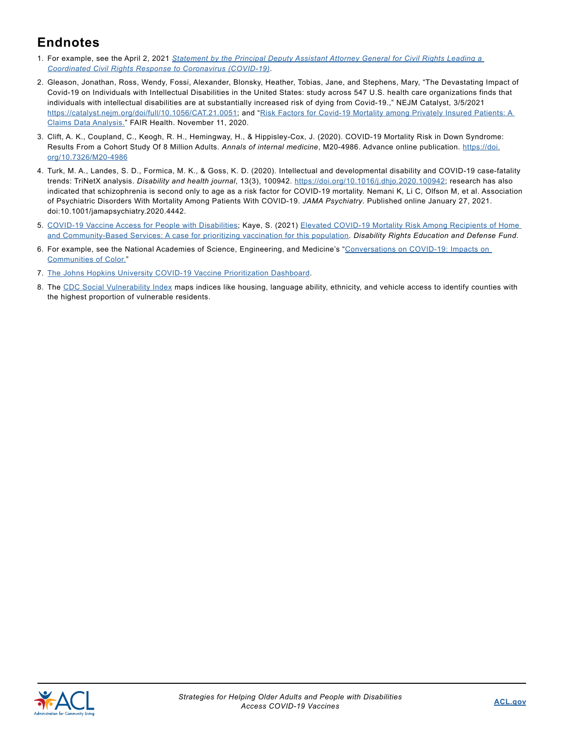# Endnotes

1. For example, see the April 2, 2021 *Statement by the Principal Deputy Assistant Attorney General for Civil Rights Leading a Coordinated Civil Rights Response to Coronavirus (COVID-19)*.
2. Gleason, Jonathan, Ross, Wendy, Fossi, Alexander, Blonsky, Heather, Tobias, Jane, and Stephens, Mary, "The Devastating Impact of Covid-19 on Individuals with Intellectual Disabilities in the United States: study across 547 U.S. health care organizations finds that individuals with intellectual disabilities are at substantially increased risk of dying from Covid-19.," NEJM Catalyst, 3/5/2021 https://catalyst.nejm.org/doi/full/10.1056/CAT.21.0051; and "Risk Factors for Covid-19 Mortality among Privately Insured Patients: A Claims Data Analysis." FAIR Health. November 11, 2020.
3. Clift, A. K., Coupland, C., Keogh, R. H., Hemingway, H., & Hippisley-Cox, J. (2020). COVID-19 Mortality Risk in Down Syndrome: Results From a Cohort Study Of 8 Million Adults. *Annals of internal medicine*, M20-4986. Advance online publication. https://doi.org/10.7326/M20-4986
4. Turk, M. A., Landes, S. D., Formica, M. K., & Goss, K. D. (2020). Intellectual and developmental disability and COVID-19 case-fatality trends: TriNetX analysis. *Disability and health journal*, 13(3), 100942. https://doi.org/10.1016/j.dhjo.2020.100942; research has also indicated that schizophrenia is second only to age as a risk factor for COVID-19 mortality. Nemani K, Li C, Olfson M, et al. Association of Psychiatric Disorders With Mortality Among Patients With COVID-19. *JAMA Psychiatry*. Published online January 27, 2021. doi:10.1001/jamapsychiatry.2020.4442.
5. COVID-19 Vaccine Access for People with Disabilities; Kaye, S. (2021) Elevated COVID-19 Mortality Risk Among Recipients of Home and Community-Based Services: A case for prioritizing vaccination for this population. *Disability Rights Education and Defense Fund*.
6. For example, see the National Academies of Science, Engineering, and Medicine's "Conversations on COVID-19: Impacts on Communities of Color."
7. The Johns Hopkins University COVID-19 Vaccine Prioritization Dashboard.
8. The CDC Social Vulnerability Index maps indices like housing, language ability, ethnicity, and vehicle access to identify counties with the highest proportion of vulnerable residents.